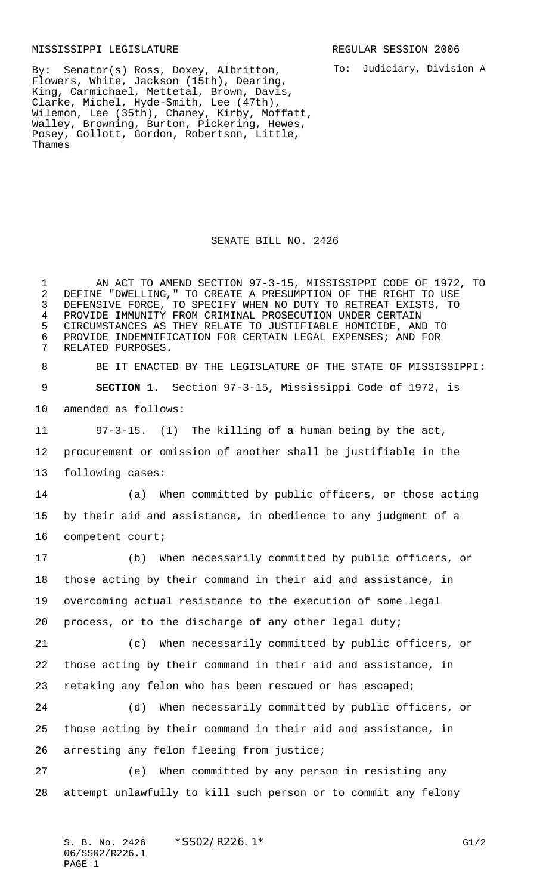MISSISSIPPI LEGISLATURE REGULAR SESSION 2006

By: Senator(s) Ross, Doxey, Albritton, Flowers, White, Jackson (15th), Dearing, King, Carmichael, Mettetal, Brown, Davis, Clarke, Michel, Hyde-Smith, Lee (47th), Wilemon, Lee (35th), Chaney, Kirby, Moffatt, Walley, Browning, Burton, Pickering, Hewes, Posey, Gollott, Gordon, Robertson, Little, Thames

To: Judiciary, Division A

# SENATE BILL NO. 2426

AN ACT TO AMEND SECTION 97-3-15, MISSISSIPPI CODE OF 1972, TO DEFINE "DWELLING," TO CREATE A PRESUMPTION OF THE RIGHT TO USE DEFENSIVE FORCE, TO SPECIFY WHEN NO DUTY TO RETREAT EXISTS, TO PROVIDE IMMUNITY FROM CRIMINAL PROSECUTION UNDER CERTAIN CIRCUMSTANCES AS THEY RELATE TO JUSTIFIABLE HOMICIDE, AND TO PROVIDE INDEMNIFICATION FOR CERTAIN LEGAL EXPENSES; AND FOR RELATED PURPOSES.

BE IT ENACTED BY THE LEGISLATURE OF THE STATE OF MISSISSIPPI:

**SECTION 1.** Section 97-3-15, Mississippi Code of 1972, is amended as follows:

97-3-15. (1) The killing of a human being by the act, procurement or omission of another shall be justifiable in the following cases:

(a) When committed by public officers, or those acting by their aid and assistance, in obedience to any judgment of a competent court;

(b) When necessarily committed by public officers, or those acting by their command in their aid and assistance, in overcoming actual resistance to the execution of some legal process, or to the discharge of any other legal duty;

(c) When necessarily committed by public officers, or those acting by their command in their aid and assistance, in retaking any felon who has been rescued or has escaped;

(d) When necessarily committed by public officers, or those acting by their command in their aid and assistance, in arresting any felon fleeing from justice;

(e) When committed by any person in resisting any attempt unlawfully to kill such person or to commit any felony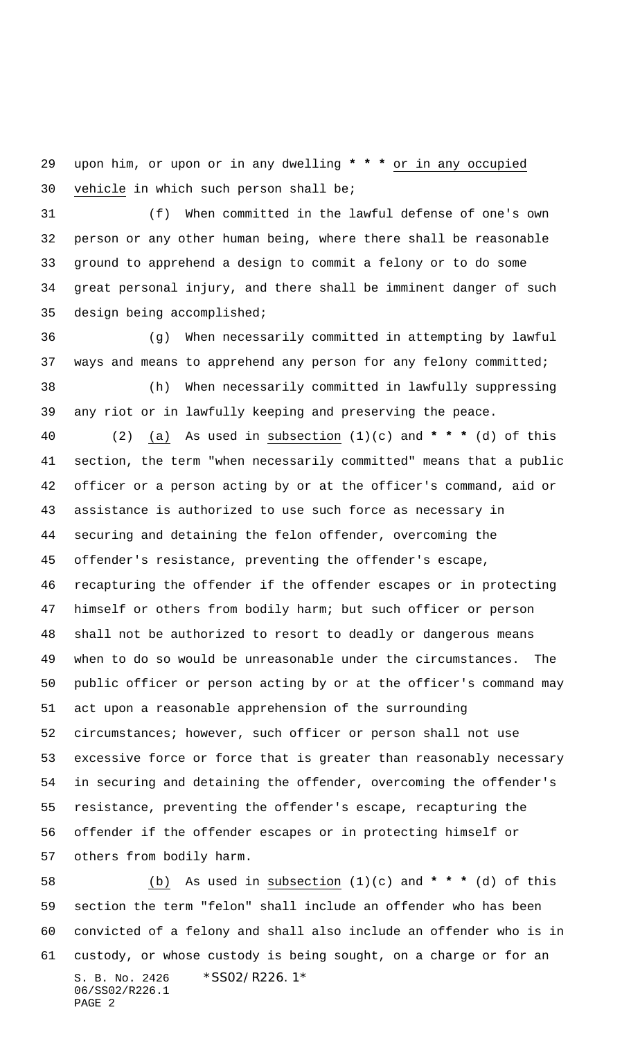upon him, or upon or in any dwelling * * * or in any occupied vehicle in which such person shall be;

(f) When committed in the lawful defense of one's own person or any other human being, where there shall be reasonable ground to apprehend a design to commit a felony or to do some great personal injury, and there shall be imminent danger of such design being accomplished;

(g) When necessarily committed in attempting by lawful ways and means to apprehend any person for any felony committed;

(h) When necessarily committed in lawfully suppressing any riot or in lawfully keeping and preserving the peace.

(2) (a) As used in subsection (1)(c) and * * * (d) of this section, the term "when necessarily committed" means that a public officer or a person acting by or at the officer's command, aid or assistance is authorized to use such force as necessary in securing and detaining the felon offender, overcoming the offender's resistance, preventing the offender's escape, recapturing the offender if the offender escapes or in protecting himself or others from bodily harm; but such officer or person shall not be authorized to resort to deadly or dangerous means when to do so would be unreasonable under the circumstances. The public officer or person acting by or at the officer's command may act upon a reasonable apprehension of the surrounding circumstances; however, such officer or person shall not use excessive force or force that is greater than reasonably necessary in securing and detaining the offender, overcoming the offender's resistance, preventing the offender's escape, recapturing the offender if the offender escapes or in protecting himself or others from bodily harm.

(b) As used in subsection (1)(c) and * * * (d) of this section the term "felon" shall include an offender who has been convicted of a felony and shall also include an offender who is in custody, or whose custody is being sought, on a charge or for an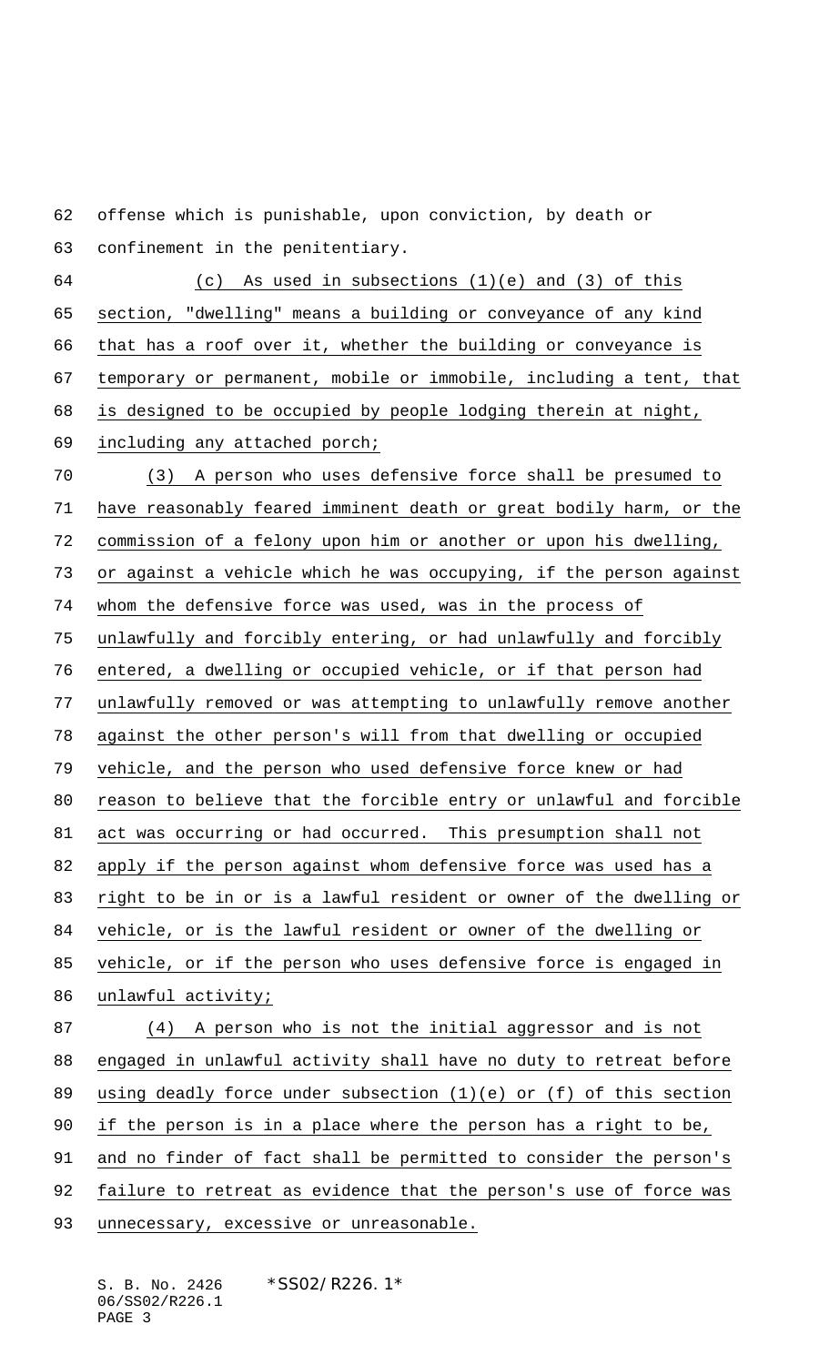offense which is punishable, upon conviction, by death or confinement in the penitentiary.

(c) As used in subsections (1)(e) and (3) of this section, "dwelling" means a building or conveyance of any kind that has a roof over it, whether the building or conveyance is temporary or permanent, mobile or immobile, including a tent, that is designed to be occupied by people lodging therein at night, including any attached porch;

(3) A person who uses defensive force shall be presumed to have reasonably feared imminent death or great bodily harm, or the commission of a felony upon him or another or upon his dwelling, or against a vehicle which he was occupying, if the person against whom the defensive force was used, was in the process of unlawfully and forcibly entering, or had unlawfully and forcibly entered, a dwelling or occupied vehicle, or if that person had unlawfully removed or was attempting to unlawfully remove another against the other person's will from that dwelling or occupied vehicle, and the person who used defensive force knew or had reason to believe that the forcible entry or unlawful and forcible act was occurring or had occurred. This presumption shall not apply if the person against whom defensive force was used has a right to be in or is a lawful resident or owner of the dwelling or vehicle, or is the lawful resident or owner of the dwelling or vehicle, or if the person who uses defensive force is engaged in unlawful activity;

(4) A person who is not the initial aggressor and is not engaged in unlawful activity shall have no duty to retreat before using deadly force under subsection (1)(e) or (f) of this section if the person is in a place where the person has a right to be, and no finder of fact shall be permitted to consider the person's failure to retreat as evidence that the person's use of force was unnecessary, excessive or unreasonable.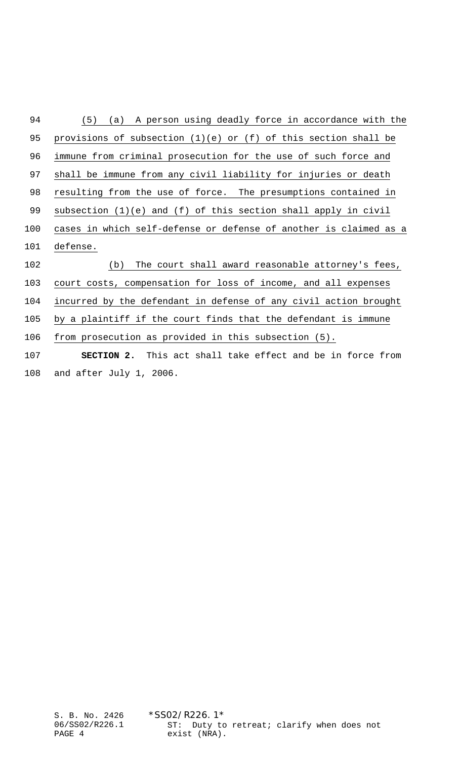(5) (a) A person using deadly force in accordance with the provisions of subsection (1)(e) or (f) of this section shall be immune from criminal prosecution for the use of such force and shall be immune from any civil liability for injuries or death resulting from the use of force. The presumptions contained in subsection (1)(e) and (f) of this section shall apply in civil cases in which self-defense or defense of another is claimed as a defense.

(b) The court shall award reasonable attorney's fees, court costs, compensation for loss of income, and all expenses incurred by the defendant in defense of any civil action brought by a plaintiff if the court finds that the defendant is immune from prosecution as provided in this subsection (5).

**SECTION 2.** This act shall take effect and be in force from and after July 1, 2006.

S. B. No. 2426 *SS02/R226.1*
06/SS02/R226.1
ST: Duty to retreat; clarify when does not exist (NRA).